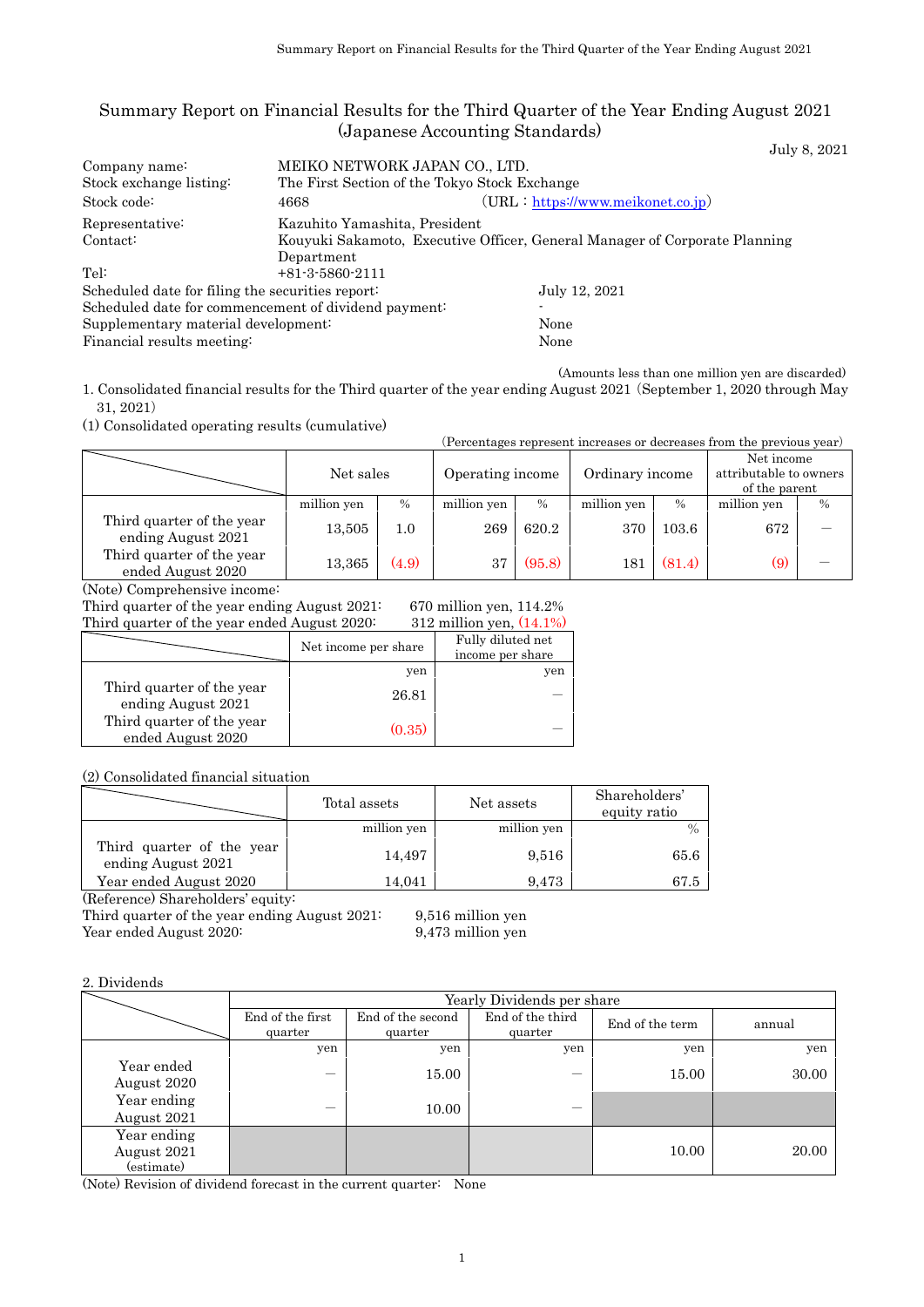# Summary Report on Financial Results for the Third Quarter of the Year Ending August 2021 (Japanese Accounting Standards)

July 8, 2021

| | |
|---|---|
| Company name: | MEIKO NETWORK JAPAN CO., LTD. |
| Stock exchange listing: | The First Section of the Tokyo Stock Exchange |
| Stock code: | 4668 (URL：https://www.meikonet.co.jp) |
| Representative: | Kazuhito Yamashita, President |
| Contact: | Kouyuki Sakamoto, Executive Officer, General Manager of Corporate Planning Department |
| Tel: | +81-3-5860-2111 |

Scheduled date for filing the securities report: July 12, 2021
Scheduled date for commencement of dividend payment: -
Supplementary material development: None
Financial results meeting: None

(Amounts less than one million yen are discarded)

1. Consolidated financial results for the Third quarter of the year ending August 2021 (September 1, 2020 through May 31, 2021)

(1) Consolidated operating results (cumulative)

(Percentages represent increases or decreases from the previous year)

| | Net sales | | Operating income | | Ordinary income | | Net income attributable to owners of the parent | |
|---|---|---|---|---|---|---|---|---|
| | million yen | % | million yen | % | million yen | % | million yen | % |
| Third quarter of the year ending August 2021 | 13,505 | 1.0 | 269 | 620.2 | 370 | 103.6 | 672 | — |
| Third quarter of the year ended August 2020 | 13,365 | (4.9) | 37 | (95.8) | 181 | (81.4) | (9) | — |

(Note) Comprehensive income:
Third quarter of the year ending August 2021: 670 million yen, 114.2%
Third quarter of the year ended August 2020: 312 million yen, (14.1%)

| | Net income per share | Fully diluted net income per share |
|---|---|---|
| | yen | yen |
| Third quarter of the year ending August 2021 | 26.81 | — |
| Third quarter of the year ended August 2020 | (0.35) | — |

(2) Consolidated financial situation

| | Total assets | Net assets | Shareholders' equity ratio |
|---|---|---|---|
| | million yen | million yen | % |
| Third quarter of the year ending August 2021 | 14,497 | 9,516 | 65.6 |
| Year ended August 2020 | 14,041 | 9,473 | 67.5 |

(Reference) Shareholders' equity:
Third quarter of the year ending August 2021: 9,516 million yen
Year ended August 2020: 9,473 million yen

2. Dividends

| | Yearly Dividends per share | | | | |
|---|---|---|---|---|---|
| | End of the first quarter | End of the second quarter | End of the third quarter | End of the term | annual |
| | yen | yen | yen | yen | yen |
| Year ended August 2020 | — | 15.00 | — | 15.00 | 30.00 |
| Year ending August 2021 | — | 10.00 | — | | |
| Year ending August 2021 (estimate) | | | | 10.00 | 20.00 |

(Note) Revision of dividend forecast in the current quarter: None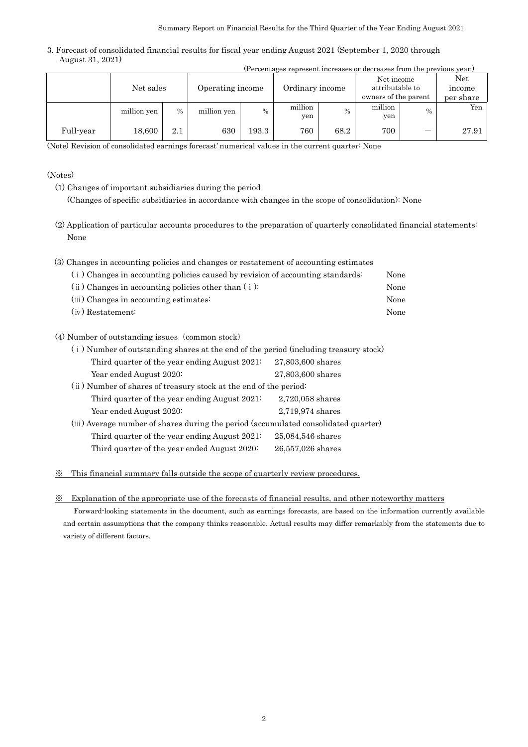3. Forecast of consolidated financial results for fiscal year ending August 2021 (September 1, 2020 through August 31, 2021)

(Percentages represent increases or decreases from the previous year.)

| | Net sales | | Operating income | | Ordinary income | | Net income attributable to owners of the parent | | Net income per share |
|---|---|---|---|---|---|---|---|---|---|
| | million yen | % | million yen | % | million yen | % | million yen | % | Yen |
| Full-year | 18,600 | 2.1 | 630 | 193.3 | 760 | 68.2 | 700 | — | 27.91 |

(Note) Revision of consolidated earnings forecast' numerical values in the current quarter: None

(Notes)

(1) Changes of important subsidiaries during the period
(Changes of specific subsidiaries in accordance with changes in the scope of consolidation): None

(2) Application of particular accounts procedures to the preparation of quarterly consolidated financial statements: None

(3) Changes in accounting policies and changes or restatement of accounting estimates

| | |
|---|---|
| (ⅰ) Changes in accounting policies caused by revision of accounting standards: | None |
| (ⅱ) Changes in accounting policies other than (ⅰ): | None |
| (ⅲ) Changes in accounting estimates: | None |
| (ⅳ) Restatement: | None |

(4) Number of outstanding issues (common stock)

(ⅰ) Number of outstanding shares at the end of the period (including treasury stock)

| | |
|---|---|
| Third quarter of the year ending August 2021: | 27,803,600 shares |
| Year ended August 2020: | 27,803,600 shares |

(ⅱ) Number of shares of treasury stock at the end of the period:

| | |
|---|---|
| Third quarter of the year ending August 2021: | 2,720,058 shares |
| Year ended August 2020: | 2,719,974 shares |

(ⅲ) Average number of shares during the period (accumulated consolidated quarter)

| | |
|---|---|
| Third quarter of the year ending August 2021: | 25,084,546 shares |
| Third quarter of the year ended August 2020: | 26,557,026 shares |

※ This financial summary falls outside the scope of quarterly review procedures.

※ Explanation of the appropriate use of the forecasts of financial results, and other noteworthy matters

Forward-looking statements in the document, such as earnings forecasts, are based on the information currently available and certain assumptions that the company thinks reasonable. Actual results may differ remarkably from the statements due to variety of different factors.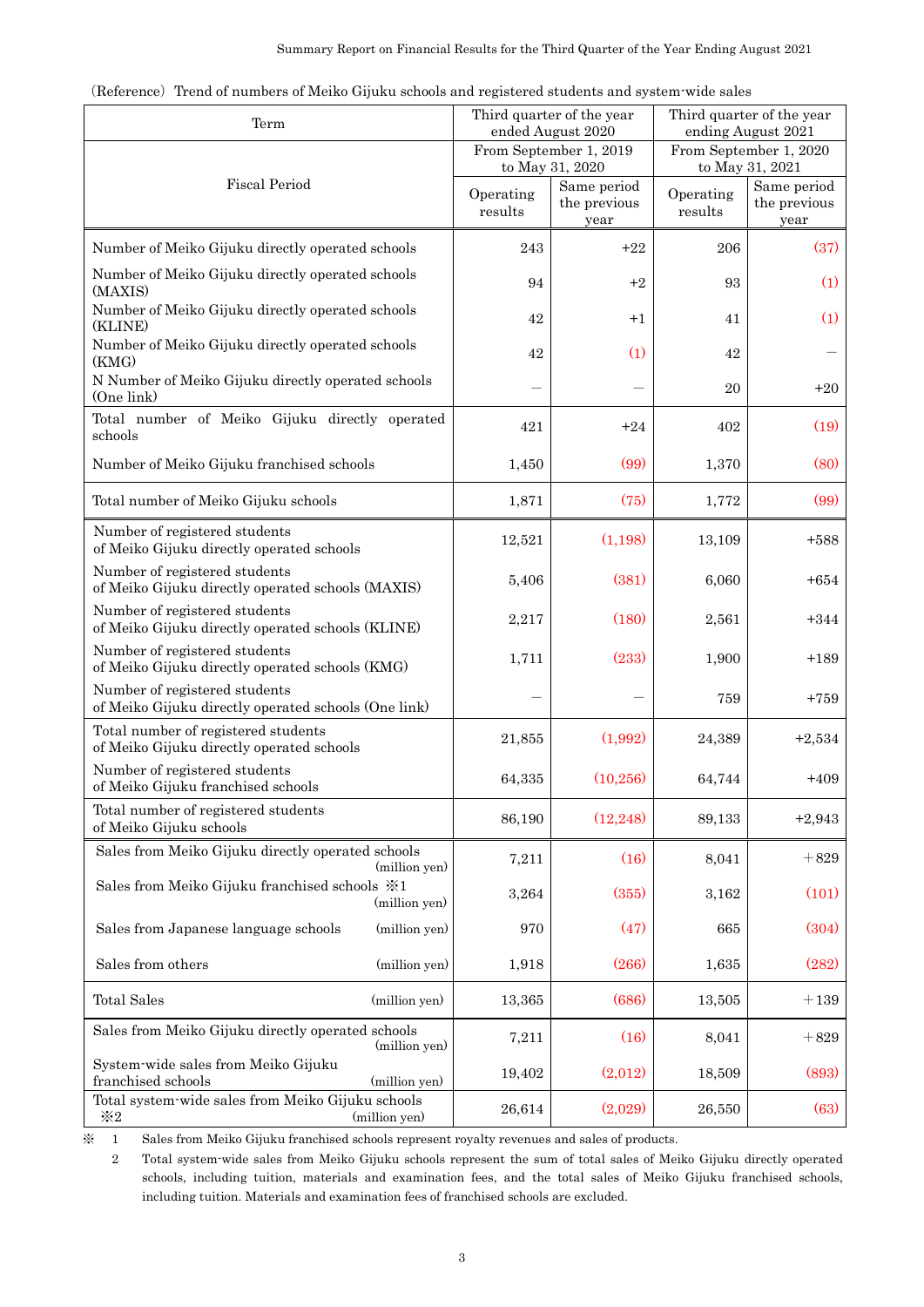(Reference) Trend of numbers of Meiko Gijuku schools and registered students and system-wide sales

| Term | Third quarter of the year ended August 2020 | | Third quarter of the year ending August 2021 | |
|---|---|---|---|---|
| Fiscal Period | From September 1, 2019 to May 31, 2020 | | From September 1, 2020 to May 31, 2021 | |
| | Operating results | Same period the previous year | Operating results | Same period the previous year |
| Number of Meiko Gijuku directly operated schools | 243 | +22 | 206 | (37) |
| Number of Meiko Gijuku directly operated schools (MAXIS) | 94 | +2 | 93 | (1) |
| Number of Meiko Gijuku directly operated schools (KLINE) | 42 | +1 | 41 | (1) |
| Number of Meiko Gijuku directly operated schools (KMG) | 42 | (1) | 42 | — |
| N Number of Meiko Gijuku directly operated schools (One link) | — | — | 20 | +20 |
| Total number of Meiko Gijuku directly operated schools | 421 | +24 | 402 | (19) |
| Number of Meiko Gijuku franchised schools | 1,450 | (99) | 1,370 | (80) |
| Total number of Meiko Gijuku schools | 1,871 | (75) | 1,772 | (99) |
| Number of registered students of Meiko Gijuku directly operated schools | 12,521 | (1,198) | 13,109 | +588 |
| Number of registered students of Meiko Gijuku directly operated schools (MAXIS) | 5,406 | (381) | 6,060 | +654 |
| Number of registered students of Meiko Gijuku directly operated schools (KLINE) | 2,217 | (180) | 2,561 | +344 |
| Number of registered students of Meiko Gijuku directly operated schools (KMG) | 1,711 | (233) | 1,900 | +189 |
| Number of registered students of Meiko Gijuku directly operated schools (One link) | — | — | 759 | +759 |
| Total number of registered students of Meiko Gijuku directly operated schools | 21,855 | (1,992) | 24,389 | +2,534 |
| Number of registered students of Meiko Gijuku franchised schools | 64,335 | (10,256) | 64,744 | +409 |
| Total number of registered students of Meiko Gijuku schools | 86,190 | (12,248) | 89,133 | +2,943 |
| Sales from Meiko Gijuku directly operated schools (million yen) | 7,211 | (16) | 8,041 | ＋829 |
| Sales from Meiko Gijuku franchised schools ※1 (million yen) | 3,264 | (355) | 3,162 | (101) |
| Sales from Japanese language schools (million yen) | 970 | (47) | 665 | (304) |
| Sales from others (million yen) | 1,918 | (266) | 1,635 | (282) |
| Total Sales (million yen) | 13,365 | (686) | 13,505 | ＋139 |
| Sales from Meiko Gijuku directly operated schools (million yen) | 7,211 | (16) | 8,041 | ＋829 |
| System-wide sales from Meiko Gijuku franchised schools (million yen) | 19,402 | (2,012) | 18,509 | (893) |
| Total system-wide sales from Meiko Gijuku schools ※2 (million yen) | 26,614 | (2,029) | 26,550 | (63) |

※ 1 Sales from Meiko Gijuku franchised schools represent royalty revenues and sales of products.

2 Total system-wide sales from Meiko Gijuku schools represent the sum of total sales of Meiko Gijuku directly operated schools, including tuition, materials and examination fees, and the total sales of Meiko Gijuku franchised schools, including tuition. Materials and examination fees of franchised schools are excluded.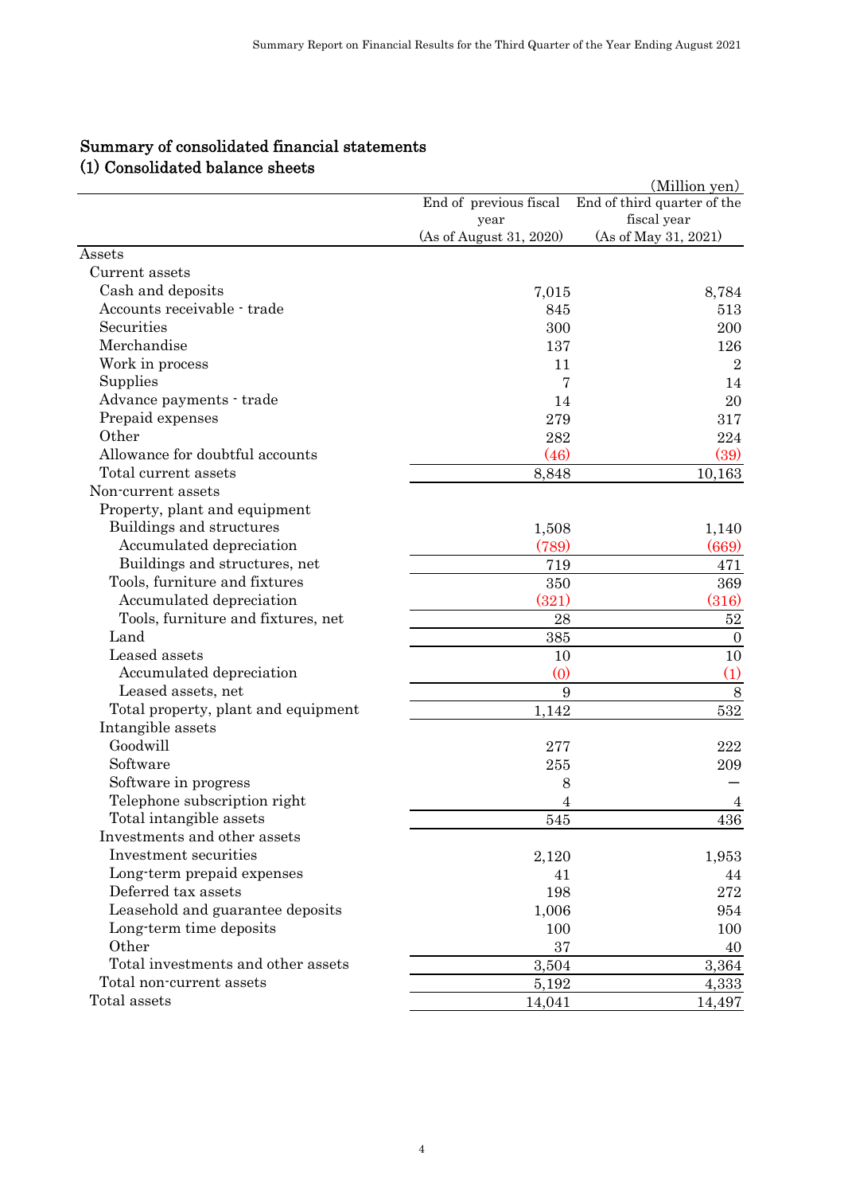## Summary of consolidated financial statements

### (1) Consolidated balance sheets

(Million yen)

| | End of previous fiscal year (As of August 31, 2020) | End of third quarter of the fiscal year (As of May 31, 2021) |
|---|---|---|
| Assets | | |
| Current assets | | |
| Cash and deposits | 7,015 | 8,784 |
| Accounts receivable - trade | 845 | 513 |
| Securities | 300 | 200 |
| Merchandise | 137 | 126 |
| Work in process | 11 | 2 |
| Supplies | 7 | 14 |
| Advance payments - trade | 14 | 20 |
| Prepaid expenses | 279 | 317 |
| Other | 282 | 224 |
| Allowance for doubtful accounts | (46) | (39) |
| Total current assets | 8,848 | 10,163 |
| Non-current assets | | |
| Property, plant and equipment | | |
| Buildings and structures | 1,508 | 1,140 |
| Accumulated depreciation | (789) | (669) |
| Buildings and structures, net | 719 | 471 |
| Tools, furniture and fixtures | 350 | 369 |
| Accumulated depreciation | (321) | (316) |
| Tools, furniture and fixtures, net | 28 | 52 |
| Land | 385 | 0 |
| Leased assets | 10 | 10 |
| Accumulated depreciation | (0) | (1) |
| Leased assets, net | 9 | 8 |
| Total property, plant and equipment | 1,142 | 532 |
| Intangible assets | | |
| Goodwill | 277 | 222 |
| Software | 255 | 209 |
| Software in progress | 8 | － |
| Telephone subscription right | 4 | 4 |
| Total intangible assets | 545 | 436 |
| Investments and other assets | | |
| Investment securities | 2,120 | 1,953 |
| Long-term prepaid expenses | 41 | 44 |
| Deferred tax assets | 198 | 272 |
| Leasehold and guarantee deposits | 1,006 | 954 |
| Long-term time deposits | 100 | 100 |
| Other | 37 | 40 |
| Total investments and other assets | 3,504 | 3,364 |
| Total non-current assets | 5,192 | 4,333 |
| Total assets | 14,041 | 14,497 |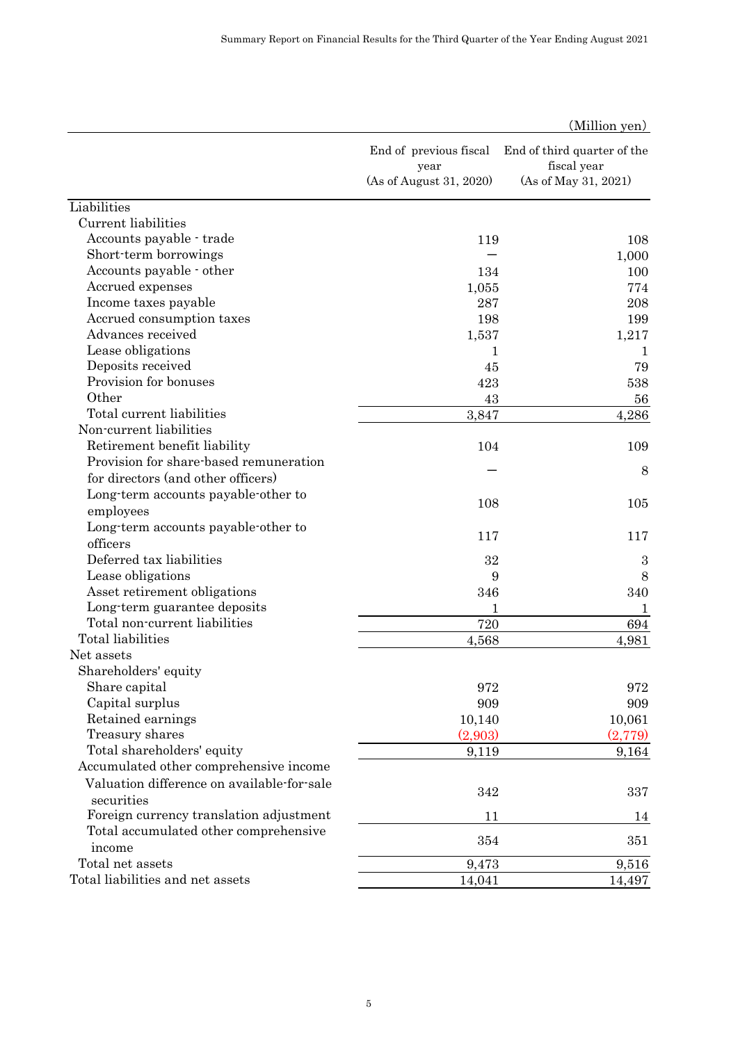(Million yen)

| | End of previous fiscal year (As of August 31, 2020) | End of third quarter of the fiscal year (As of May 31, 2021) |
|---|---|---|
| Liabilities | | |
| Current liabilities | | |
| Accounts payable - trade | 119 | 108 |
| Short-term borrowings | — | 1,000 |
| Accounts payable - other | 134 | 100 |
| Accrued expenses | 1,055 | 774 |
| Income taxes payable | 287 | 208 |
| Accrued consumption taxes | 198 | 199 |
| Advances received | 1,537 | 1,217 |
| Lease obligations | 1 | 1 |
| Deposits received | 45 | 79 |
| Provision for bonuses | 423 | 538 |
| Other | 43 | 56 |
| Total current liabilities | 3,847 | 4,286 |
| Non-current liabilities | | |
| Retirement benefit liability | 104 | 109 |
| Provision for share-based remuneration for directors (and other officers) | — | 8 |
| Long-term accounts payable-other to employees | 108 | 105 |
| Long-term accounts payable-other to officers | 117 | 117 |
| Deferred tax liabilities | 32 | 3 |
| Lease obligations | 9 | 8 |
| Asset retirement obligations | 346 | 340 |
| Long-term guarantee deposits | 1 | 1 |
| Total non-current liabilities | 720 | 694 |
| Total liabilities | 4,568 | 4,981 |
| Net assets | | |
| Shareholders' equity | | |
| Share capital | 972 | 972 |
| Capital surplus | 909 | 909 |
| Retained earnings | 10,140 | 10,061 |
| Treasury shares | (2,903) | (2,779) |
| Total shareholders' equity | 9,119 | 9,164 |
| Accumulated other comprehensive income | | |
| Valuation difference on available-for-sale securities | 342 | 337 |
| Foreign currency translation adjustment | 11 | 14 |
| Total accumulated other comprehensive income | 354 | 351 |
| Total net assets | 9,473 | 9,516 |
| Total liabilities and net assets | 14,041 | 14,497 |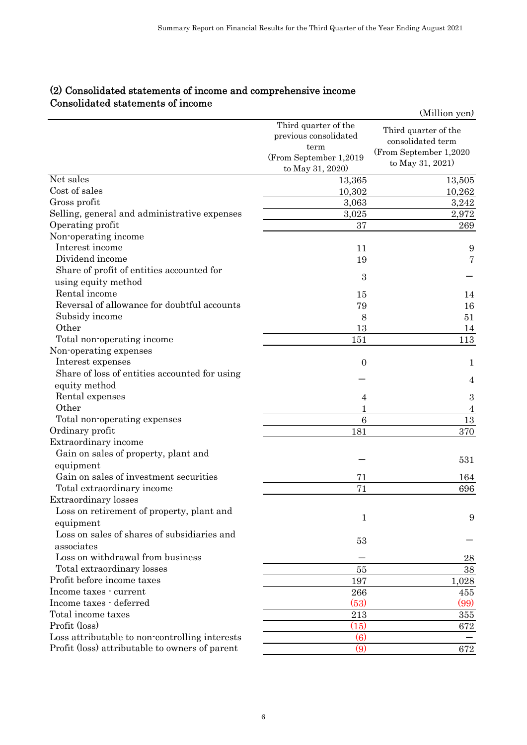### (2) Consolidated statements of income and comprehensive income
### Consolidated statements of income

(Million yen)

| | Third quarter of the previous consolidated term (From September 1,2019 to May 31, 2020) | Third quarter of the consolidated term (From September 1,2020 to May 31, 2021) |
|---|---|---|
| Net sales | 13,365 | 13,505 |
| Cost of sales | 10,302 | 10,262 |
| Gross profit | 3,063 | 3,242 |
| Selling, general and administrative expenses | 3,025 | 2,972 |
| Operating profit | 37 | 269 |
| Non-operating income | | |
| Interest income | 11 | 9 |
| Dividend income | 19 | 7 |
| Share of profit of entities accounted for using equity method | 3 | ― |
| Rental income | 15 | 14 |
| Reversal of allowance for doubtful accounts | 79 | 16 |
| Subsidy income | 8 | 51 |
| Other | 13 | 14 |
| Total non-operating income | 151 | 113 |
| Non-operating expenses | | |
| Interest expenses | 0 | 1 |
| Share of loss of entities accounted for using equity method | ― | 4 |
| Rental expenses | 4 | 3 |
| Other | 1 | 4 |
| Total non-operating expenses | 6 | 13 |
| Ordinary profit | 181 | 370 |
| Extraordinary income | | |
| Gain on sales of property, plant and equipment | ― | 531 |
| Gain on sales of investment securities | 71 | 164 |
| Total extraordinary income | 71 | 696 |
| Extraordinary losses | | |
| Loss on retirement of property, plant and equipment | 1 | 9 |
| Loss on sales of shares of subsidiaries and associates | 53 | ― |
| Loss on withdrawal from business | ― | 28 |
| Total extraordinary losses | 55 | 38 |
| Profit before income taxes | 197 | 1,028 |
| Income taxes - current | 266 | 455 |
| Income taxes - deferred | (53) | (99) |
| Total income taxes | 213 | 355 |
| Profit (loss) | (15) | 672 |
| Loss attributable to non-controlling interests | (6) | ― |
| Profit (loss) attributable to owners of parent | (9) | 672 |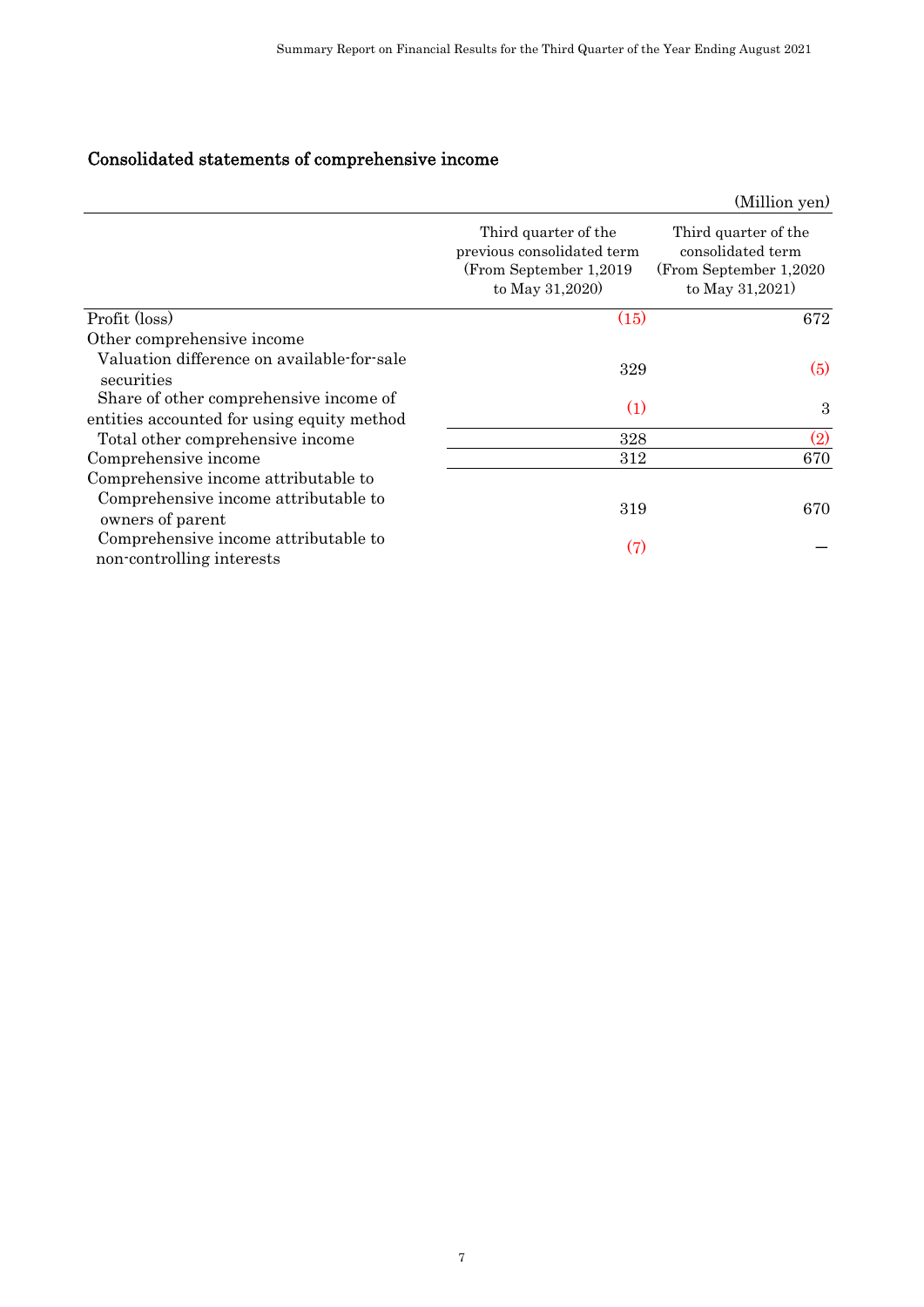## Consolidated statements of comprehensive income

(Million yen)

| | Third quarter of the previous consolidated term (From September 1,2019 to May 31,2020) | Third quarter of the consolidated term (From September 1,2020 to May 31,2021) |
|---|---|---|
| Profit (loss) | (15) | 672 |
| Other comprehensive income | | |
| Valuation difference on available-for-sale securities | 329 | (5) |
| Share of other comprehensive income of entities accounted for using equity method | (1) | 3 |
| Total other comprehensive income | 328 | (2) |
| Comprehensive income | 312 | 670 |
| Comprehensive income attributable to | | |
| Comprehensive income attributable to owners of parent | 319 | 670 |
| Comprehensive income attributable to non-controlling interests | (7) | — |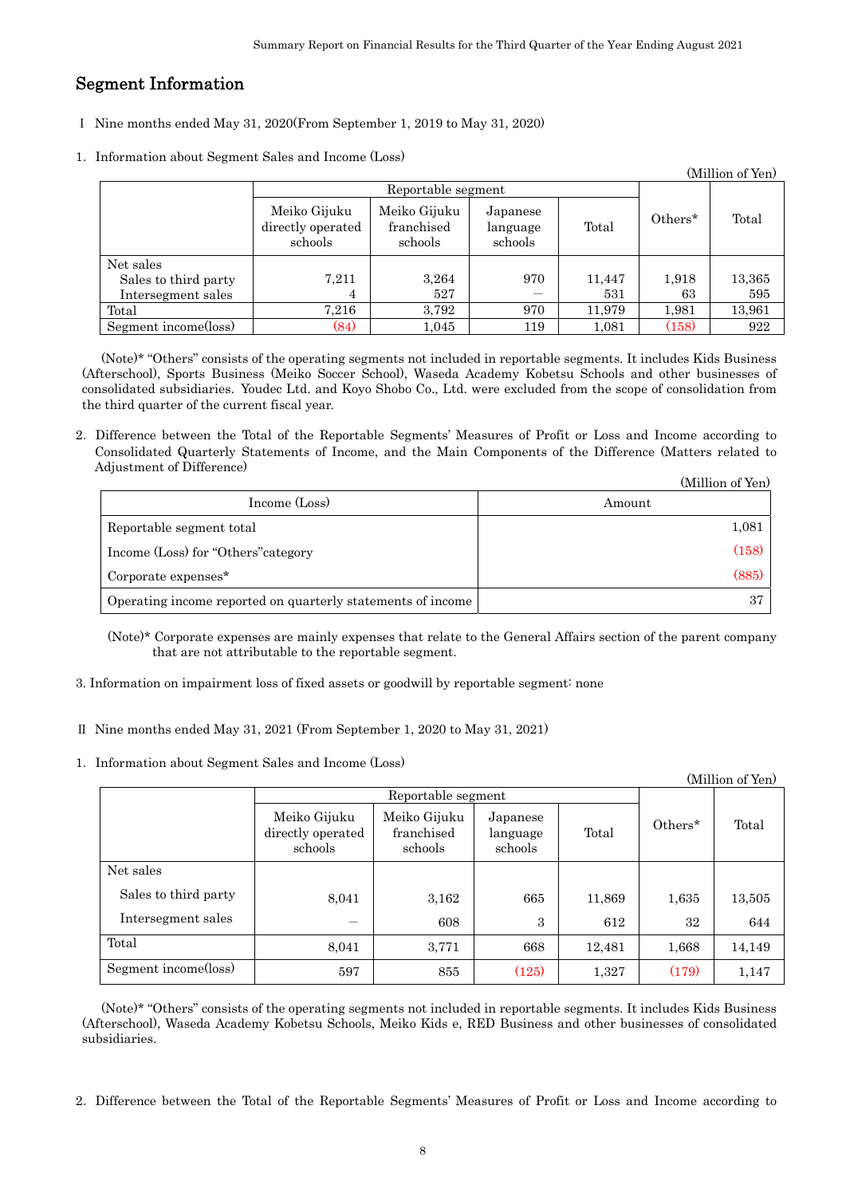## Segment Information

Ⅰ Nine months ended May 31, 2020(From September 1, 2019 to May 31, 2020)

1. Information about Segment Sales and Income (Loss)

(Million of Yen)

| | Reportable segment | | | | Others* | Total |
|---|---|---|---|---|---|---|
| | Meiko Gijuku directly operated schools | Meiko Gijuku franchised schools | Japanese language schools | Total | | |
| Net sales | | | | | | |
| Sales to third party | 7,211 | 3,264 | 970 | 11,447 | 1,918 | 13,365 |
| Intersegment sales | 4 | 527 | ― | 531 | 63 | 595 |
| Total | 7,216 | 3,792 | 970 | 11,979 | 1,981 | 13,961 |
| Segment income(loss) | (84) | 1,045 | 119 | 1,081 | (158) | 922 |

(Note)* "Others" consists of the operating segments not included in reportable segments. It includes Kids Business (Afterschool), Sports Business (Meiko Soccer School), Waseda Academy Kobetsu Schools and other businesses of consolidated subsidiaries. Youdec Ltd. and Koyo Shobo Co., Ltd. were excluded from the scope of consolidation from the third quarter of the current fiscal year.

2. Difference between the Total of the Reportable Segments' Measures of Profit or Loss and Income according to Consolidated Quarterly Statements of Income, and the Main Components of the Difference (Matters related to Adjustment of Difference)

(Million of Yen)

| Income (Loss) | Amount |
|---|---|
| Reportable segment total | 1,081 |
| Income (Loss) for "Others"category | (158) |
| Corporate expenses* | (885) |
| Operating income reported on quarterly statements of income | 37 |

(Note)* Corporate expenses are mainly expenses that relate to the General Affairs section of the parent company that are not attributable to the reportable segment.

3. Information on impairment loss of fixed assets or goodwill by reportable segment: none

Ⅱ Nine months ended May 31, 2021 (From September 1, 2020 to May 31, 2021)

1. Information about Segment Sales and Income (Loss)

(Million of Yen)

| | Reportable segment | | | | Others* | Total |
|---|---|---|---|---|---|---|
| | Meiko Gijuku directly operated schools | Meiko Gijuku franchised schools | Japanese language schools | Total | | |
| Net sales | | | | | | |
| Sales to third party | 8,041 | 3,162 | 665 | 11,869 | 1,635 | 13,505 |
| Intersegment sales | ― | 608 | 3 | 612 | 32 | 644 |
| Total | 8,041 | 3,771 | 668 | 12,481 | 1,668 | 14,149 |
| Segment income(loss) | 597 | 855 | (125) | 1,327 | (179) | 1,147 |

(Note)* "Others" consists of the operating segments not included in reportable segments. It includes Kids Business (Afterschool), Waseda Academy Kobetsu Schools, Meiko Kids e, RED Business and other businesses of consolidated subsidiaries.

2. Difference between the Total of the Reportable Segments' Measures of Profit or Loss and Income according to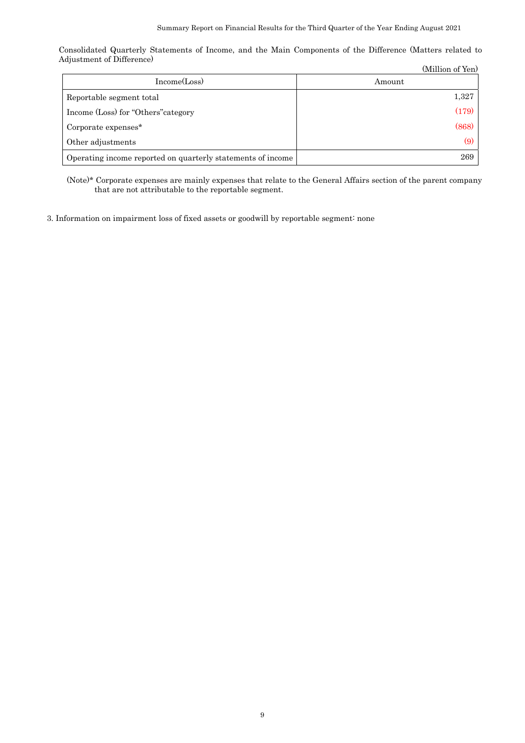Consolidated Quarterly Statements of Income, and the Main Components of the Difference (Matters related to Adjustment of Difference)

(Million of Yen)

| Income(Loss) | Amount |
|---|---|
| Reportable segment total | 1,327 |
| Income (Loss) for "Others"category | (179) |
| Corporate expenses* | (868) |
| Other adjustments | (9) |
| Operating income reported on quarterly statements of income | 269 |

(Note)* Corporate expenses are mainly expenses that relate to the General Affairs section of the parent company that are not attributable to the reportable segment.

3. Information on impairment loss of fixed assets or goodwill by reportable segment: none